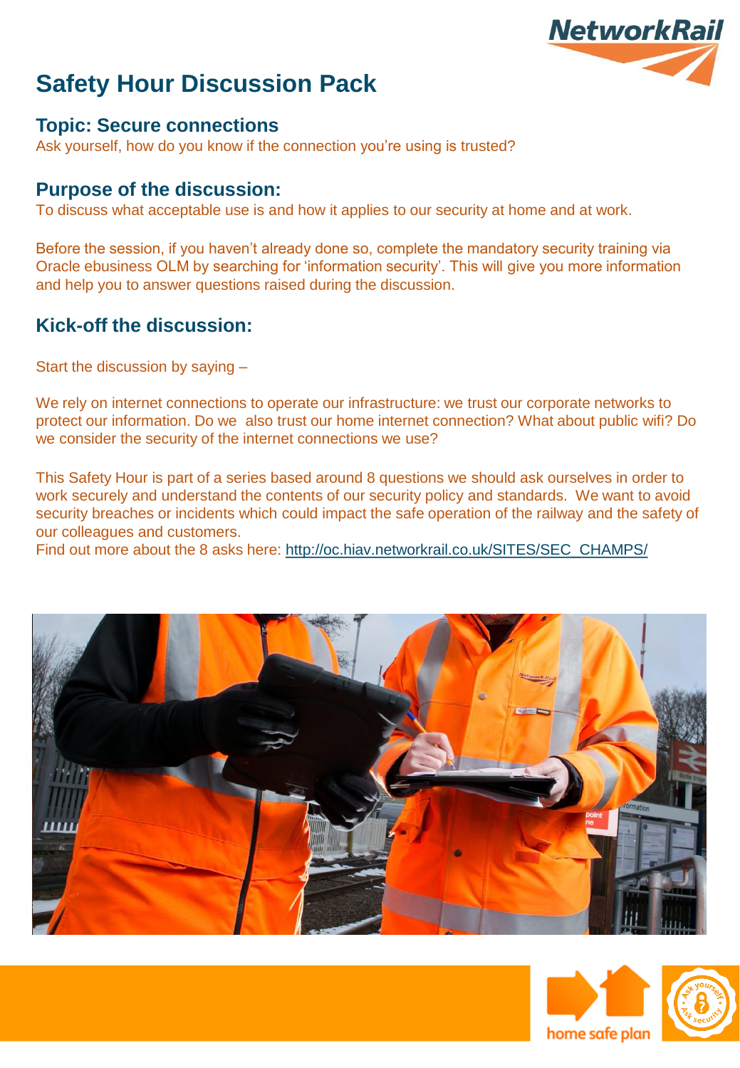# Safety Hour Discussion Pack

## Topic: Secure connections

Ask yourself, how do you know if the connection you're using is trusted?

## Purpose of the discussion:

To discuss what acceptable use is and how it applies to our security at home and at work.

Before the session, if you haven't already done so, complete the mandatory security training via Oracle ebusiness OLM by searching for 'information security'. This will give you more information and help you to answer questions raised during the discussion.

## Kick-off the discussion:

Start the discussion by saying –

We rely on internet connections to operate our infrastructure: we trust our corporate networks to protect our information. Do we also trust our home internet connection? What about public wifi? Do we consider the security of the internet connections we use?

This Safety Hour is part of a series based around 8 questions we should ask ourselves in order to work securely and understand the contents of our security policy and standards. We want to avoid security breaches or incidents which could impact the safe operation of the railway and the safety of our colleagues and customers.
Find out more about the 8 asks here: http://oc.hiav.networkrail.co.uk/SITES/SEC_CHAMPS/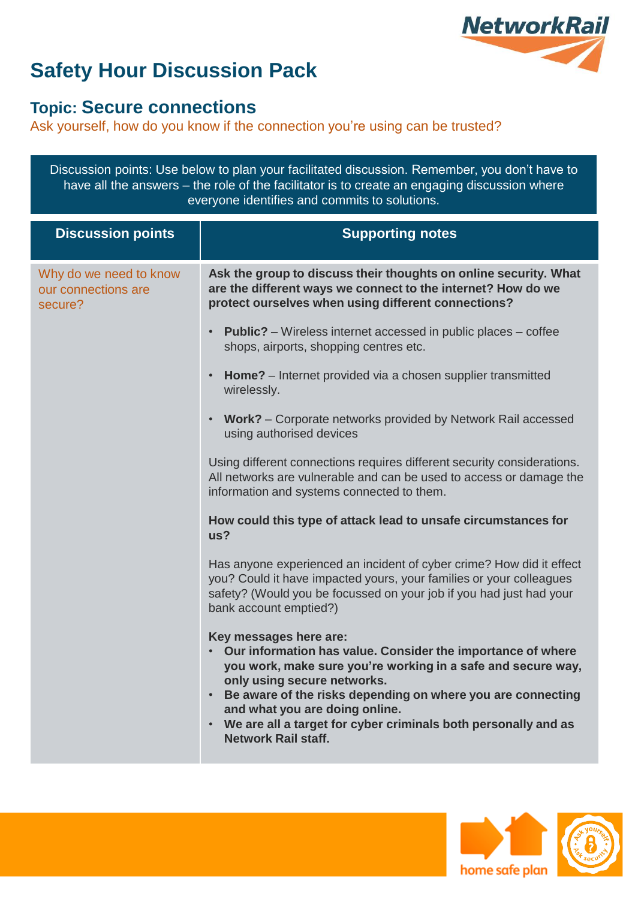# Safety Hour Discussion Pack

## Topic: Secure connections

Ask yourself, how do you know if the connection you're using can be trusted?

Discussion points: Use below to plan your facilitated discussion. Remember, you don't have to have all the answers – the role of the facilitator is to create an engaging discussion where everyone identifies and commits to solutions.

| Discussion points | Supporting notes |
|---|---|
| Why do we need to know our connections are secure? | **Ask the group to discuss their thoughts on online security. What are the different ways we connect to the internet? How do we protect ourselves when using different connections?**<br><br>• **Public?** – Wireless internet accessed in public places – coffee shops, airports, shopping centres etc.<br>• **Home?** – Internet provided via a chosen supplier transmitted wirelessly.<br>• **Work?** – Corporate networks provided by Network Rail accessed using authorised devices<br><br>Using different connections requires different security considerations. All networks are vulnerable and can be used to access or damage the information and systems connected to them.<br><br>**How could this type of attack lead to unsafe circumstances for us?**<br><br>Has anyone experienced an incident of cyber crime? How did it effect you? Could it have impacted yours, your families or your colleagues safety? (Would you be focussed on your job if you had just had your bank account emptied?)<br><br>**Key messages here are:**<br>• **Our information has value. Consider the importance of where you work, make sure you're working in a safe and secure way, only using secure networks.**<br>• **Be aware of the risks depending on where you are connecting and what you are doing online.**<br>• **We are all a target for cyber criminals both personally and as Network Rail staff.** |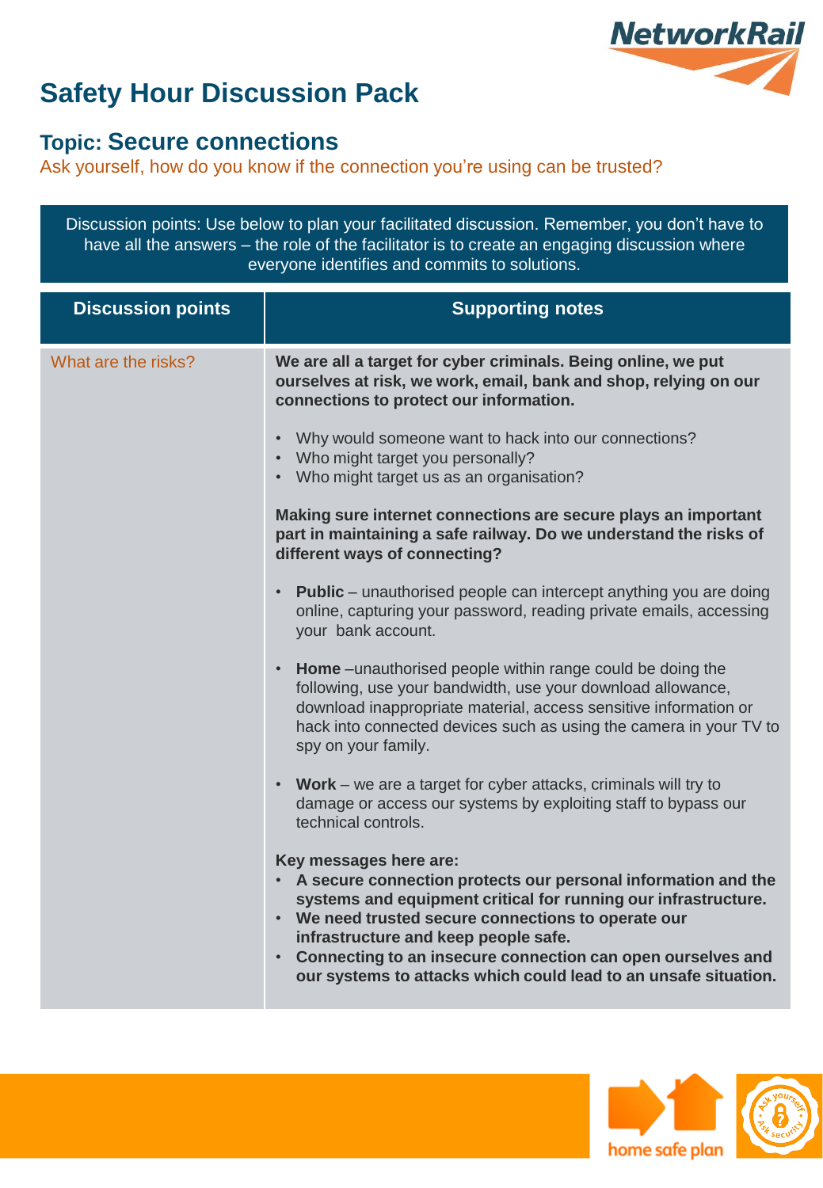# Safety Hour Discussion Pack

## Topic: Secure connections

Ask yourself, how do you know if the connection you're using can be trusted?

Discussion points: Use below to plan your facilitated discussion. Remember, you don't have to have all the answers – the role of the facilitator is to create an engaging discussion where everyone identifies and commits to solutions.

| Discussion points | Supporting notes |
|---|---|
| What are the risks? | **We are all a target for cyber criminals. Being online, we put ourselves at risk, we work, email, bank and shop, relying on our connections to protect our information.**<br><br>• Why would someone want to hack into our connections?<br>• Who might target you personally?<br>• Who might target us as an organisation?<br><br>**Making sure internet connections are secure plays an important part in maintaining a safe railway. Do we understand the risks of different ways of connecting?**<br><br>• **Public** – unauthorised people can intercept anything you are doing online, capturing your password, reading private emails, accessing your bank account.<br><br>• **Home** –unauthorised people within range could be doing the following, use your bandwidth, use your download allowance, download inappropriate material, access sensitive information or hack into connected devices such as using the camera in your TV to spy on your family.<br><br>• **Work** – we are a target for cyber attacks, criminals will try to damage or access our systems by exploiting staff to bypass our technical controls.<br><br>**Key messages here are:**<br>• **A secure connection protects our personal information and the systems and equipment critical for running our infrastructure.**<br>• **We need trusted secure connections to operate our infrastructure and keep people safe.**<br>• **Connecting to an insecure connection can open ourselves and our systems to attacks which could lead to an unsafe situation.** |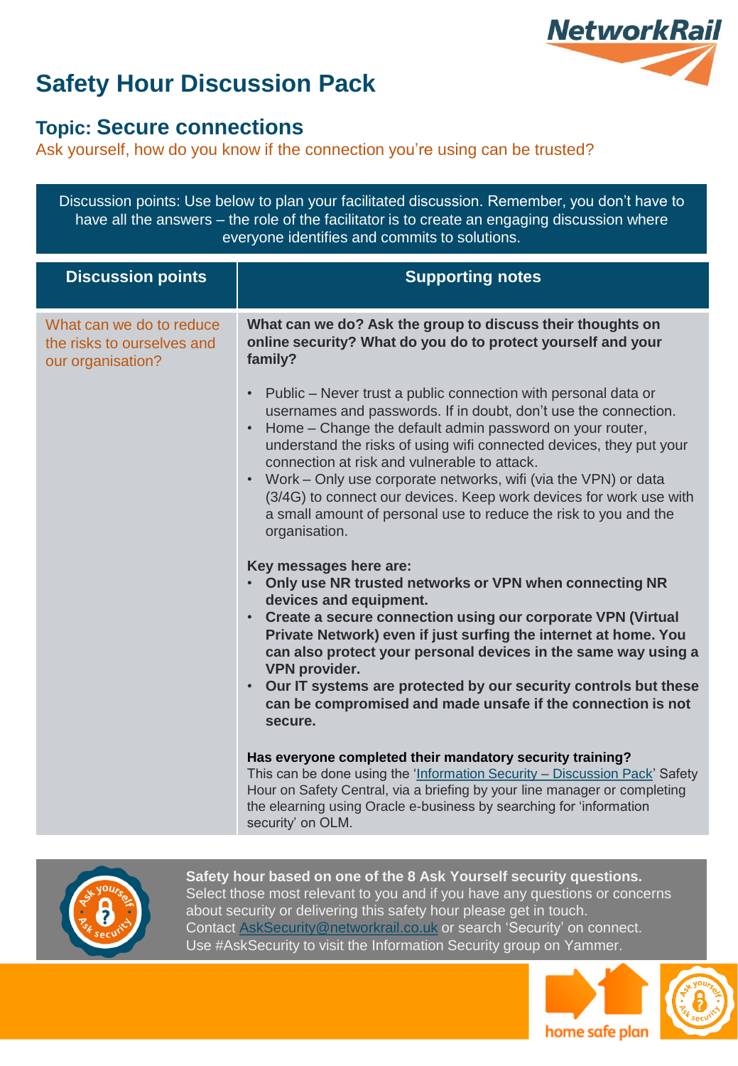# Safety Hour Discussion Pack

## Topic: Secure connections

Ask yourself, how do you know if the connection you're using can be trusted?

Discussion points: Use below to plan your facilitated discussion. Remember, you don't have to have all the answers – the role of the facilitator is to create an engaging discussion where everyone identifies and commits to solutions.

| Discussion points | Supporting notes |
|---|---|
| What can we do to reduce the risks to ourselves and our organisation? | **What can we do? Ask the group to discuss their thoughts on online security? What do you do to protect yourself and your family?**<br><br>• Public – Never trust a public connection with personal data or usernames and passwords. If in doubt, don't use the connection.<br>• Home – Change the default admin password on your router, understand the risks of using wifi connected devices, they put your connection at risk and vulnerable to attack.<br>• Work – Only use corporate networks, wifi (via the VPN) or data (3/4G) to connect our devices. Keep work devices for work use with a small amount of personal use to reduce the risk to you and the organisation.<br><br>**Key messages here are:**<br>• **Only use NR trusted networks or VPN when connecting NR devices and equipment.**<br>• **Create a secure connection using our corporate VPN (Virtual Private Network) even if just surfing the internet at home. You can also protect your personal devices in the same way using a VPN provider.**<br>• **Our IT systems are protected by our security controls but these can be compromised and made unsafe if the connection is not secure.**<br><br>**Has everyone completed their mandatory security training?**<br>This can be done using the 'Information Security – Discussion Pack' Safety Hour on Safety Central, via a briefing by your line manager or completing the elearning using Oracle e-business by searching for 'information security' on OLM. |

**Safety hour based on one of the 8 Ask Yourself security questions.**
Select those most relevant to you and if you have any questions or concerns about security or delivering this safety hour please get in touch.
Contact AskSecurity@networkrail.co.uk or search 'Security' on connect.
Use #AskSecurity to visit the Information Security group on Yammer.